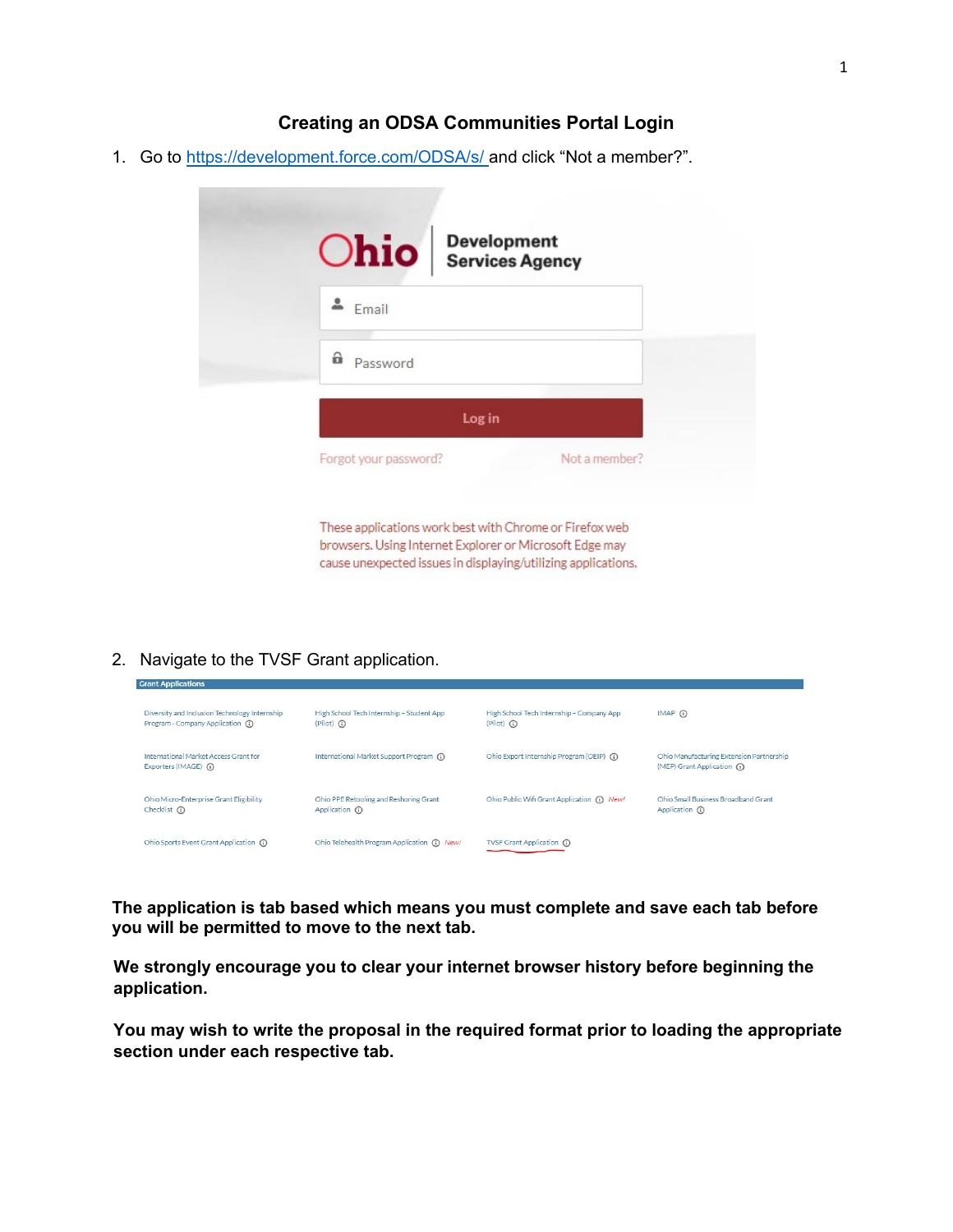# Creating an ODSA Communities Portal Login

1. Go to [https://development.force.com/ODSA/s/](https://development.force.com/ODSA/s/) and click "Not a member?".

2. Navigate to the TVSF Grant application.

**The application is tab based which means you must complete and save each tab before you will be permitted to move to the next tab.**

**We strongly encourage you to clear your internet browser history before beginning the application.**

**You may wish to write the proposal in the required format prior to loading the appropriate section under each respective tab.**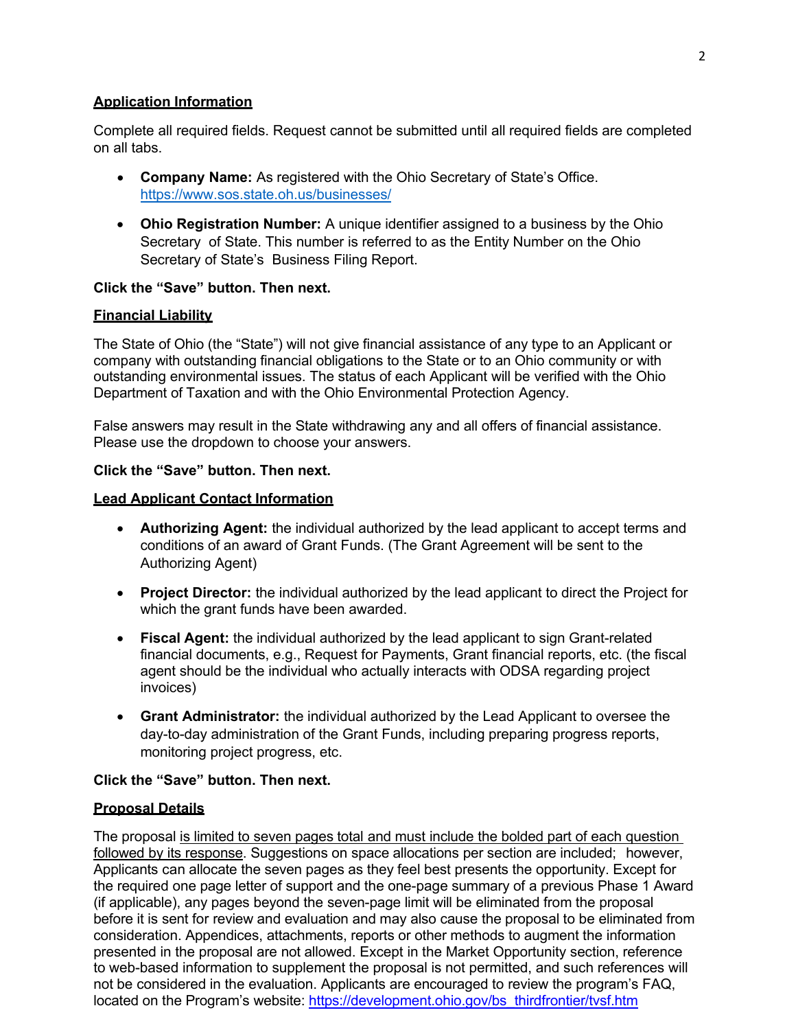## Application Information

Complete all required fields. Request cannot be submitted until all required fields are completed on all tabs.

- **Company Name:** As registered with the Ohio Secretary of State's Office. https://www.sos.state.oh.us/businesses/
- **Ohio Registration Number:** A unique identifier assigned to a business by the Ohio Secretary of State. This number is referred to as the Entity Number on the Ohio Secretary of State's Business Filing Report.

**Click the "Save" button. Then next.**

## Financial Liability

The State of Ohio (the "State") will not give financial assistance of any type to an Applicant or company with outstanding financial obligations to the State or to an Ohio community or with outstanding environmental issues. The status of each Applicant will be verified with the Ohio Department of Taxation and with the Ohio Environmental Protection Agency.

False answers may result in the State withdrawing any and all offers of financial assistance. Please use the dropdown to choose your answers.

**Click the "Save" button. Then next.**

## Lead Applicant Contact Information

- **Authorizing Agent:** the individual authorized by the lead applicant to accept terms and conditions of an award of Grant Funds. (The Grant Agreement will be sent to the Authorizing Agent)
- **Project Director:** the individual authorized by the lead applicant to direct the Project for which the grant funds have been awarded.
- **Fiscal Agent:** the individual authorized by the lead applicant to sign Grant-related financial documents, e.g., Request for Payments, Grant financial reports, etc. (the fiscal agent should be the individual who actually interacts with ODSA regarding project invoices)
- **Grant Administrator:** the individual authorized by the Lead Applicant to oversee the day-to-day administration of the Grant Funds, including preparing progress reports, monitoring project progress, etc.

**Click the "Save" button. Then next.**

## Proposal Details

The proposal is limited to seven pages total and must include the bolded part of each question followed by its response. Suggestions on space allocations per section are included; however, Applicants can allocate the seven pages as they feel best presents the opportunity. Except for the required one page letter of support and the one-page summary of a previous Phase 1 Award (if applicable), any pages beyond the seven-page limit will be eliminated from the proposal before it is sent for review and evaluation and may also cause the proposal to be eliminated from consideration. Appendices, attachments, reports or other methods to augment the information presented in the proposal are not allowed. Except in the Market Opportunity section, reference to web-based information to supplement the proposal is not permitted, and such references will not be considered in the evaluation. Applicants are encouraged to review the program's FAQ, located on the Program's website: https://development.ohio.gov/bs_thirdfrontier/tvsf.htm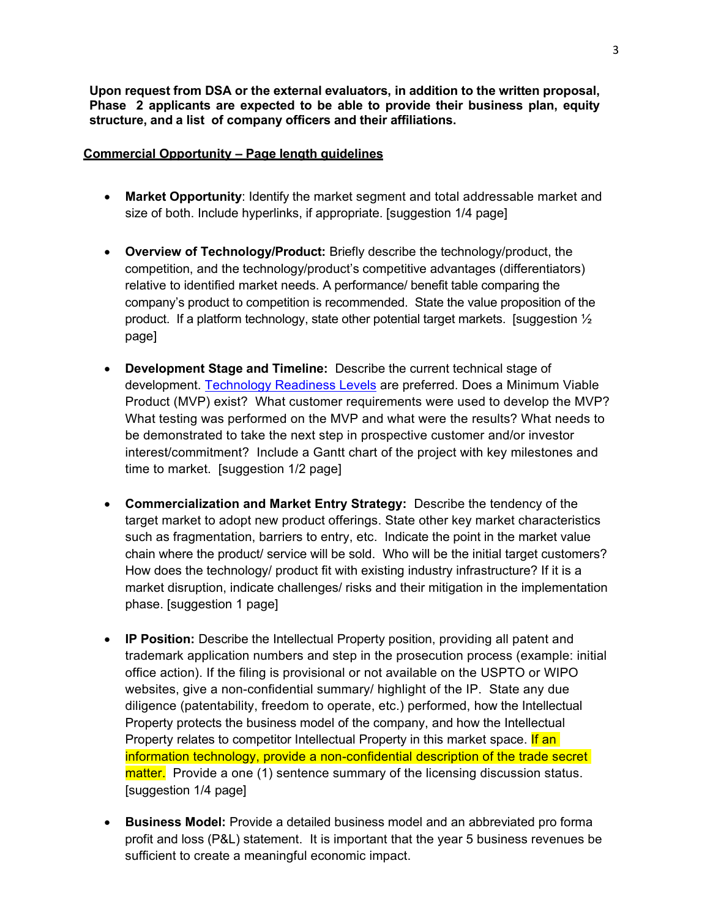**Upon request from DSA or the external evaluators, in addition to the written proposal, Phase 2 applicants are expected to be able to provide their business plan, equity structure, and a list of company officers and their affiliations.**

**Commercial Opportunity – Page length guidelines**

- **Market Opportunity**: Identify the market segment and total addressable market and size of both. Include hyperlinks, if appropriate. [suggestion 1/4 page]

- **Overview of Technology/Product:** Briefly describe the technology/product, the competition, and the technology/product's competitive advantages (differentiators) relative to identified market needs. A performance/ benefit table comparing the company's product to competition is recommended. State the value proposition of the product. If a platform technology, state other potential target markets. [suggestion ½ page]

- **Development Stage and Timeline:** Describe the current technical stage of development. Technology Readiness Levels are preferred. Does a Minimum Viable Product (MVP) exist? What customer requirements were used to develop the MVP? What testing was performed on the MVP and what were the results? What needs to be demonstrated to take the next step in prospective customer and/or investor interest/commitment? Include a Gantt chart of the project with key milestones and time to market. [suggestion 1/2 page]

- **Commercialization and Market Entry Strategy:** Describe the tendency of the target market to adopt new product offerings. State other key market characteristics such as fragmentation, barriers to entry, etc. Indicate the point in the market value chain where the product/ service will be sold. Who will be the initial target customers? How does the technology/ product fit with existing industry infrastructure? If it is a market disruption, indicate challenges/ risks and their mitigation in the implementation phase. [suggestion 1 page]

- **IP Position:** Describe the Intellectual Property position, providing all patent and trademark application numbers and step in the prosecution process (example: initial office action). If the filing is provisional or not available on the USPTO or WIPO websites, give a non-confidential summary/ highlight of the IP. State any due diligence (patentability, freedom to operate, etc.) performed, how the Intellectual Property protects the business model of the company, and how the Intellectual Property relates to competitor Intellectual Property in this market space. If an information technology, provide a non-confidential description of the trade secret matter. Provide a one (1) sentence summary of the licensing discussion status. [suggestion 1/4 page]

- **Business Model:** Provide a detailed business model and an abbreviated pro forma profit and loss (P&L) statement. It is important that the year 5 business revenues be sufficient to create a meaningful economic impact.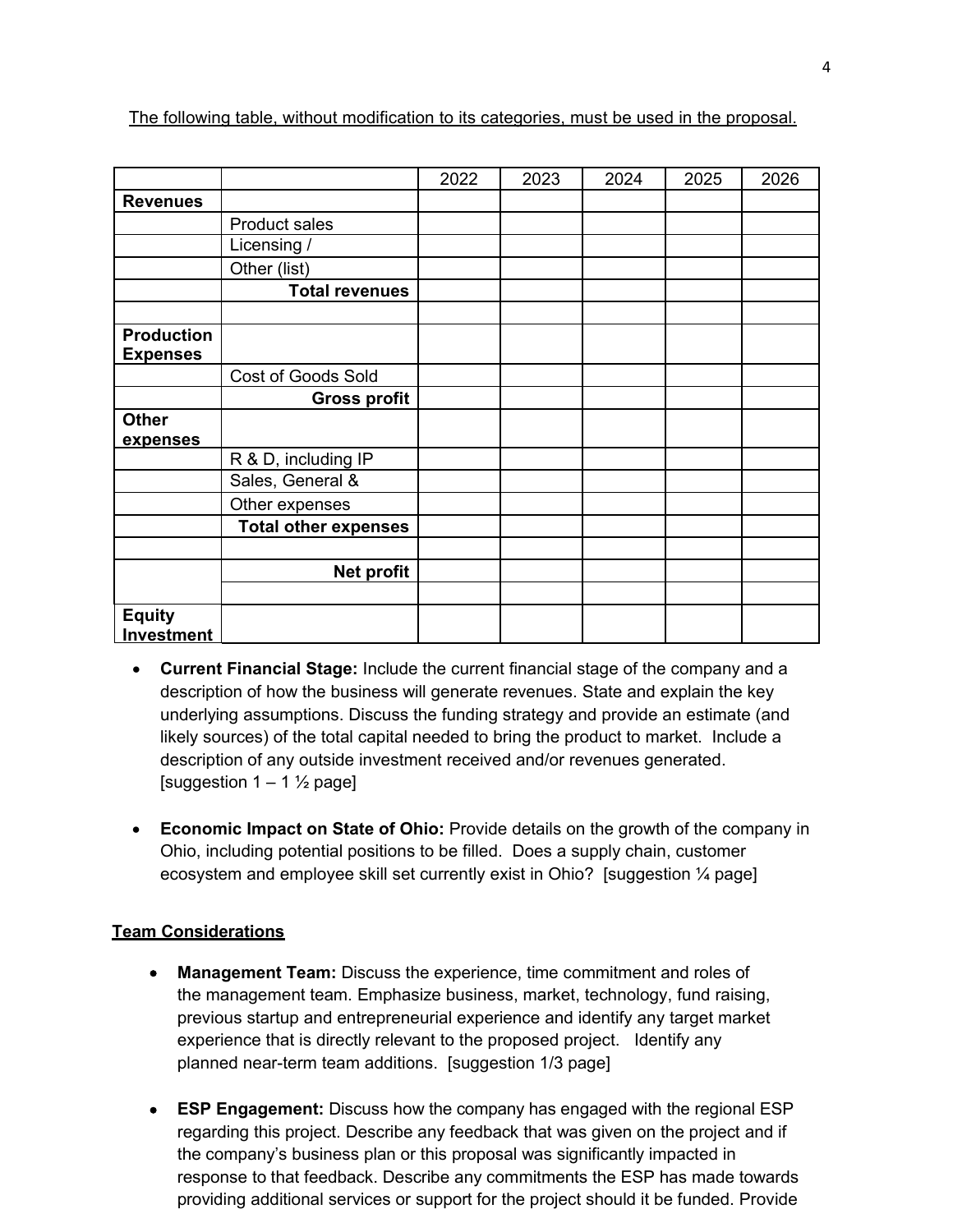The following table, without modification to its categories, must be used in the proposal.

| | | 2022 | 2023 | 2024 | 2025 | 2026 |
|---|---|---|---|---|---|---|
| **Revenues** | | | | | | |
| | Product sales | | | | | |
| | Licensing / | | | | | |
| | Other (list) | | | | | |
| | **Total revenues** | | | | | |
| | | | | | | |
| **Production Expenses** | | | | | | |
| | Cost of Goods Sold | | | | | |
| | **Gross profit** | | | | | |
| **Other expenses** | | | | | | |
| | R & D, including IP | | | | | |
| | Sales, General & | | | | | |
| | Other expenses | | | | | |
| | **Total other expenses** | | | | | |
| | | | | | | |
| | **Net profit** | | | | | |
| | | | | | | |
| **Equity Investment** | | | | | | |

- **Current Financial Stage:** Include the current financial stage of the company and a description of how the business will generate revenues. State and explain the key underlying assumptions. Discuss the funding strategy and provide an estimate (and likely sources) of the total capital needed to bring the product to market. Include a description of any outside investment received and/or revenues generated. [suggestion 1 – 1 ½ page]

- **Economic Impact on State of Ohio:** Provide details on the growth of the company in Ohio, including potential positions to be filled. Does a supply chain, customer ecosystem and employee skill set currently exist in Ohio? [suggestion ¼ page]

**Team Considerations**

- **Management Team:** Discuss the experience, time commitment and roles of the management team. Emphasize business, market, technology, fund raising, previous startup and entrepreneurial experience and identify any target market experience that is directly relevant to the proposed project. Identify any planned near-term team additions. [suggestion 1/3 page]

- **ESP Engagement:** Discuss how the company has engaged with the regional ESP regarding this project. Describe any feedback that was given on the project and if the company's business plan or this proposal was significantly impacted in response to that feedback. Describe any commitments the ESP has made towards providing additional services or support for the project should it be funded. Provide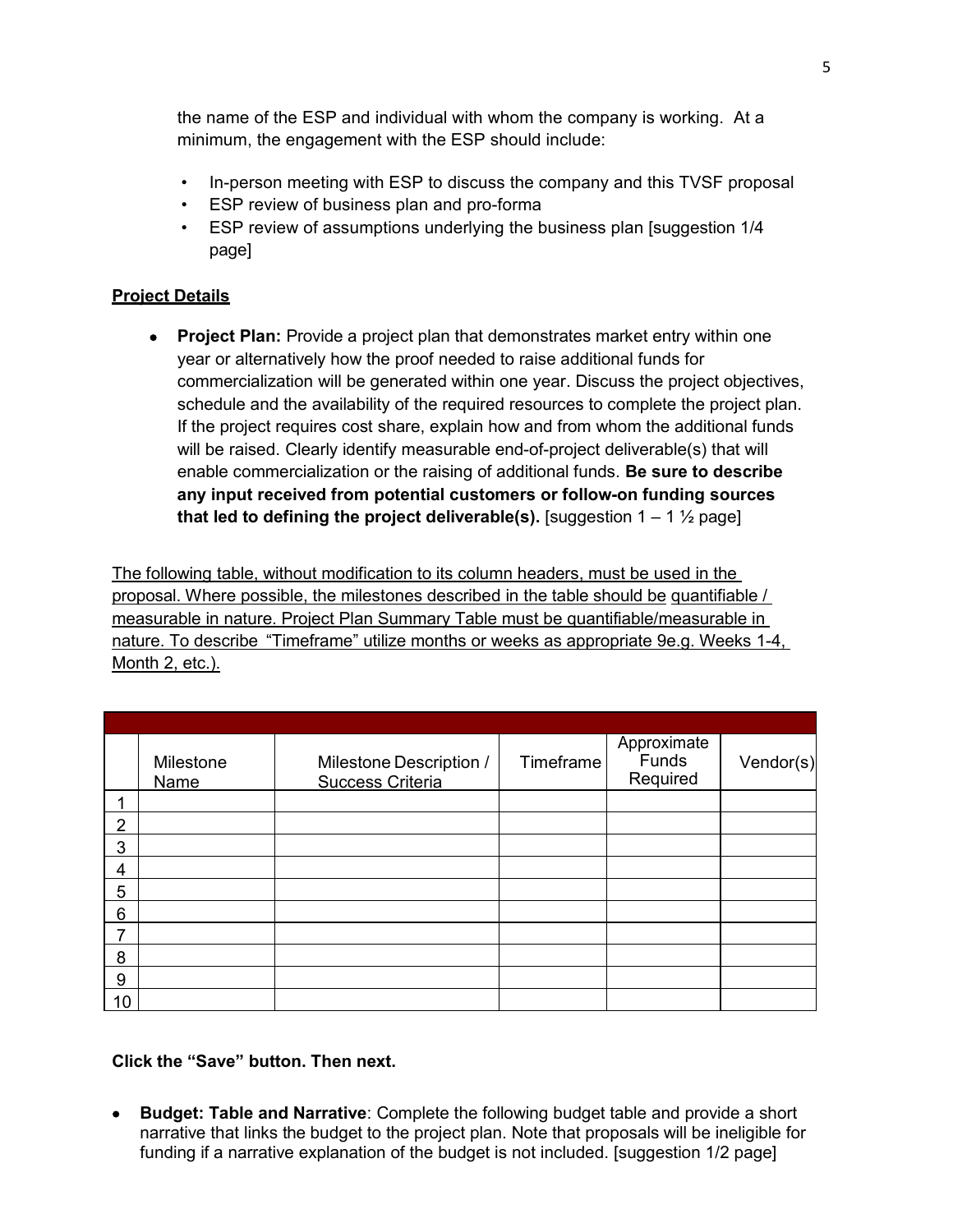the name of the ESP and individual with whom the company is working. At a minimum, the engagement with the ESP should include:

- In-person meeting with ESP to discuss the company and this TVSF proposal
- ESP review of business plan and pro-forma
- ESP review of assumptions underlying the business plan [suggestion 1/4 page]

**Project Details**

- **Project Plan:** Provide a project plan that demonstrates market entry within one year or alternatively how the proof needed to raise additional funds for commercialization will be generated within one year. Discuss the project objectives, schedule and the availability of the required resources to complete the project plan. If the project requires cost share, explain how and from whom the additional funds will be raised. Clearly identify measurable end-of-project deliverable(s) that will enable commercialization or the raising of additional funds. **Be sure to describe any input received from potential customers or follow-on funding sources that led to defining the project deliverable(s).** [suggestion 1 – 1 ½ page]

The following table, without modification to its column headers, must be used in the proposal. Where possible, the milestones described in the table should be quantifiable / measurable in nature. Project Plan Summary Table must be quantifiable/measurable in nature. To describe "Timeframe" utilize months or weeks as appropriate 9e.g. Weeks 1-4, Month 2, etc.).

| | Milestone Name | Milestone Description / Success Criteria | Timeframe | Approximate Funds Required | Vendor(s) |
|---|---|---|---|---|---|
| 1 | | | | | |
| 2 | | | | | |
| 3 | | | | | |
| 4 | | | | | |
| 5 | | | | | |
| 6 | | | | | |
| 7 | | | | | |
| 8 | | | | | |
| 9 | | | | | |
| 10 | | | | | |

**Click the "Save" button. Then next.**

- **Budget: Table and Narrative**: Complete the following budget table and provide a short narrative that links the budget to the project plan. Note that proposals will be ineligible for funding if a narrative explanation of the budget is not included. [suggestion 1/2 page]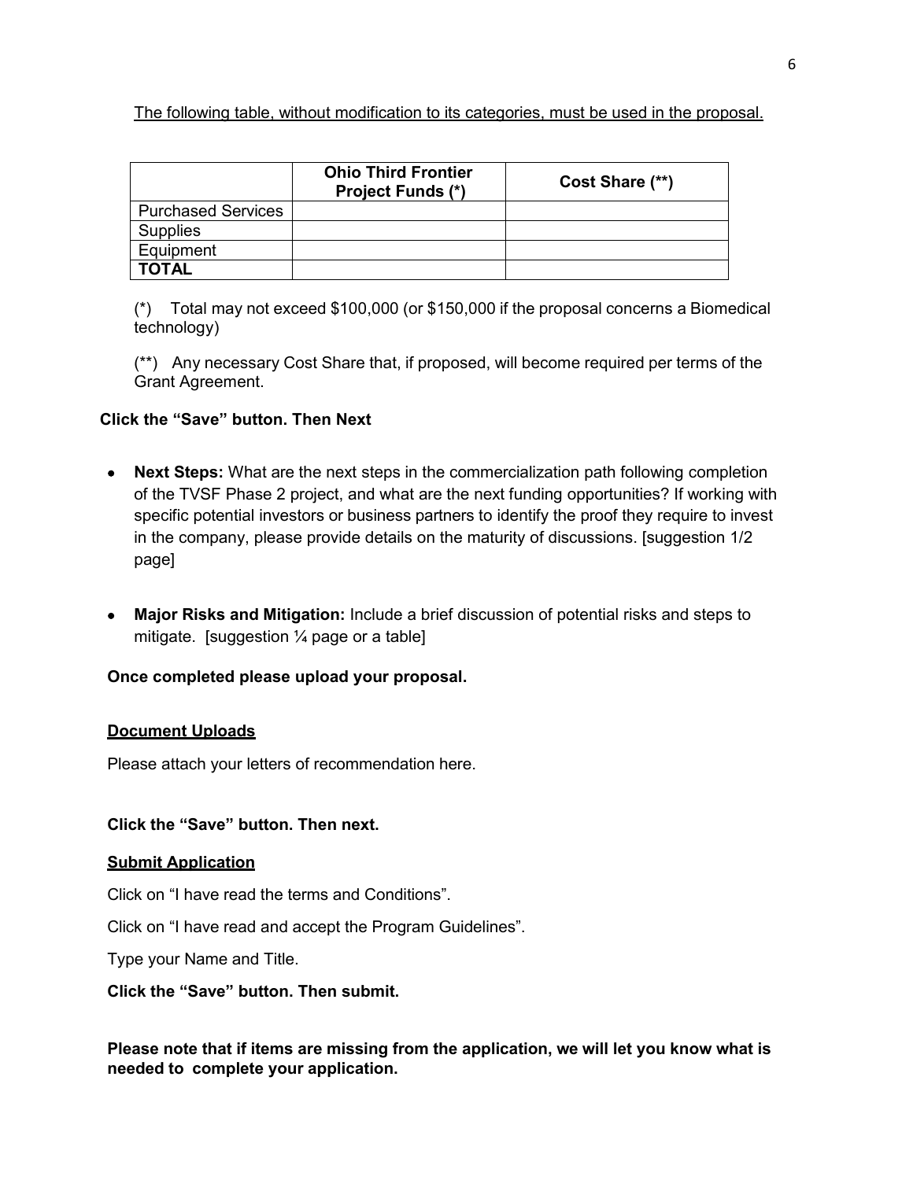The following table, without modification to its categories, must be used in the proposal.

| | Ohio Third Frontier Project Funds (*) | Cost Share (**) |
|---|---|---|
| Purchased Services | | |
| Supplies | | |
| Equipment | | |
| **TOTAL** | | |

(*) Total may not exceed $100,000 (or $150,000 if the proposal concerns a Biomedical technology)

(**) Any necessary Cost Share that, if proposed, will become required per terms of the Grant Agreement.

**Click the "Save" button. Then Next**

- **Next Steps:** What are the next steps in the commercialization path following completion of the TVSF Phase 2 project, and what are the next funding opportunities? If working with specific potential investors or business partners to identify the proof they require to invest in the company, please provide details on the maturity of discussions. [suggestion 1/2 page]

- **Major Risks and Mitigation:** Include a brief discussion of potential risks and steps to mitigate. [suggestion ¼ page or a table]

**Once completed please upload your proposal.**

**Document Uploads**

Please attach your letters of recommendation here.

**Click the "Save" button. Then next.**

**Submit Application**

Click on "I have read the terms and Conditions".

Click on "I have read and accept the Program Guidelines".

Type your Name and Title.

**Click the "Save" button. Then submit.**

**Please note that if items are missing from the application, we will let you know what is needed to complete your application.**